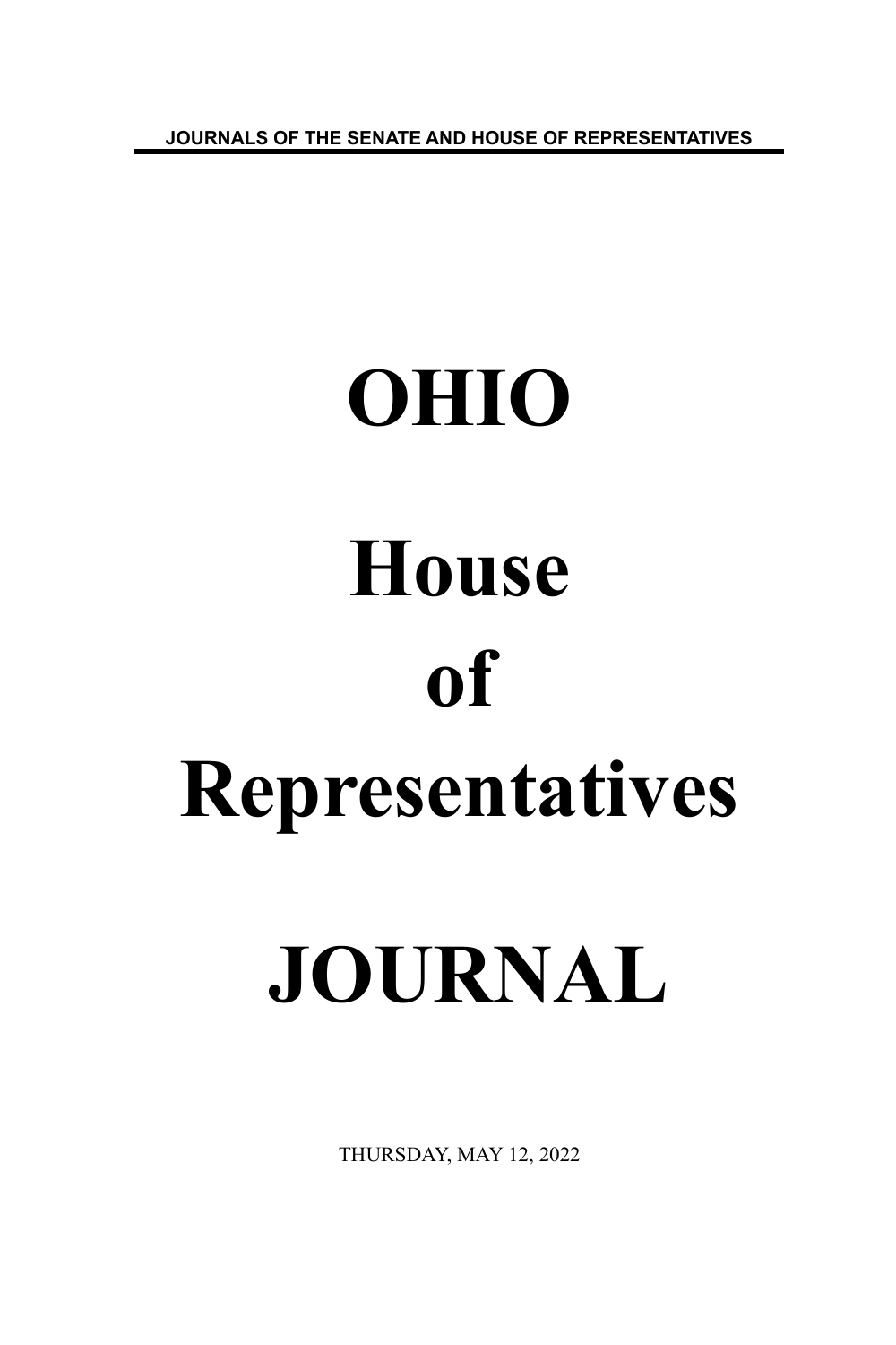JOURNALS OF THE SENATE AND HOUSE OF REPRESENTATIVES

# OHIO

# House

# of

# Representatives

# JOURNAL

THURSDAY, MAY 12, 2022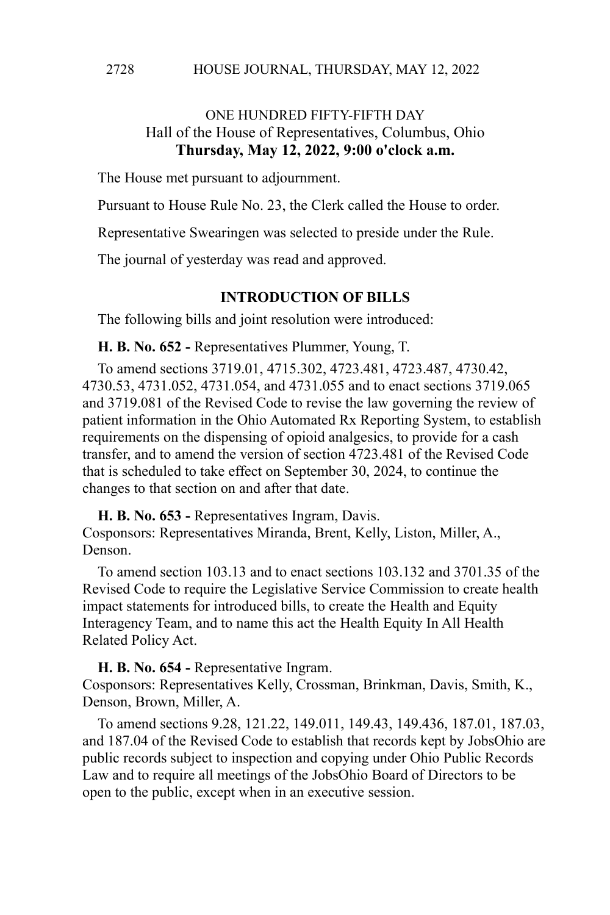ONE HUNDRED FIFTY-FIFTH DAY
Hall of the House of Representatives, Columbus, Ohio
**Thursday, May 12, 2022, 9:00 o'clock a.m.**

The House met pursuant to adjournment.

Pursuant to House Rule No. 23, the Clerk called the House to order.

Representative Swearingen was selected to preside under the Rule.

The journal of yesterday was read and approved.

## INTRODUCTION OF BILLS

The following bills and joint resolution were introduced:

**H. B. No. 652 -** Representatives Plummer, Young, T.

To amend sections 3719.01, 4715.302, 4723.481, 4723.487, 4730.42, 4730.53, 4731.052, 4731.054, and 4731.055 and to enact sections 3719.065 and 3719.081 of the Revised Code to revise the law governing the review of patient information in the Ohio Automated Rx Reporting System, to establish requirements on the dispensing of opioid analgesics, to provide for a cash transfer, and to amend the version of section 4723.481 of the Revised Code that is scheduled to take effect on September 30, 2024, to continue the changes to that section on and after that date.

**H. B. No. 653 -** Representatives Ingram, Davis.
Cosponsors: Representatives Miranda, Brent, Kelly, Liston, Miller, A., Denson.

To amend section 103.13 and to enact sections 103.132 and 3701.35 of the Revised Code to require the Legislative Service Commission to create health impact statements for introduced bills, to create the Health and Equity Interagency Team, and to name this act the Health Equity In All Health Related Policy Act.

**H. B. No. 654 -** Representative Ingram.
Cosponsors: Representatives Kelly, Crossman, Brinkman, Davis, Smith, K., Denson, Brown, Miller, A.

To amend sections 9.28, 121.22, 149.011, 149.43, 149.436, 187.01, 187.03, and 187.04 of the Revised Code to establish that records kept by JobsOhio are public records subject to inspection and copying under Ohio Public Records Law and to require all meetings of the JobsOhio Board of Directors to be open to the public, except when in an executive session.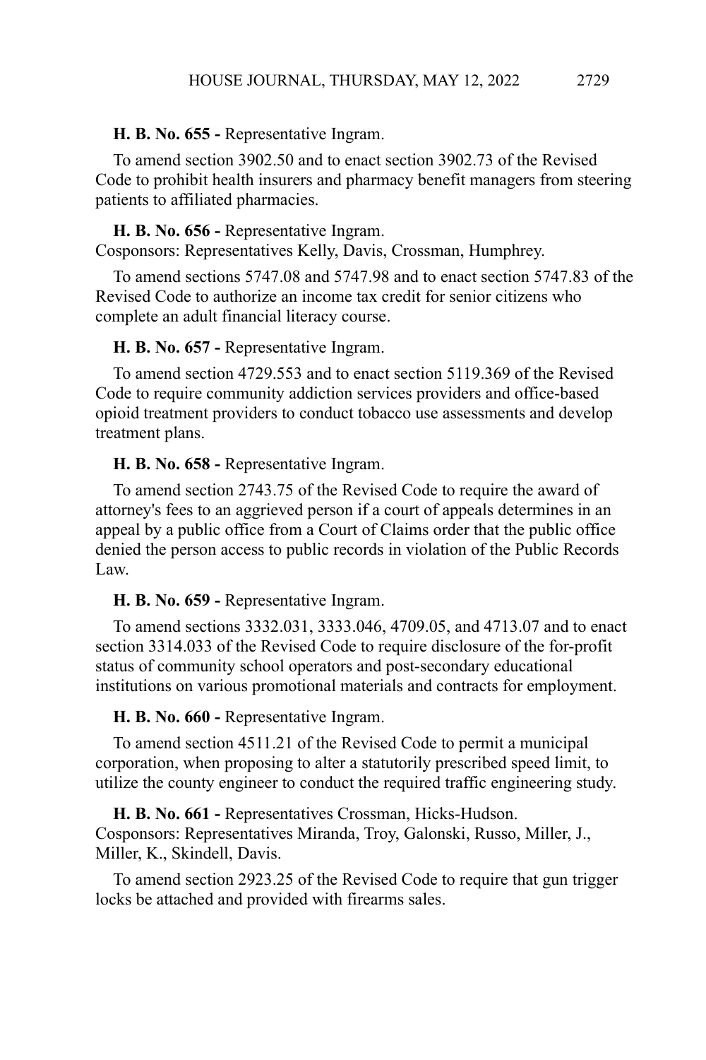**H. B. No. 655 -** Representative Ingram.

To amend section 3902.50 and to enact section 3902.73 of the Revised Code to prohibit health insurers and pharmacy benefit managers from steering patients to affiliated pharmacies.

**H. B. No. 656 -** Representative Ingram.
Cosponsors: Representatives Kelly, Davis, Crossman, Humphrey.

To amend sections 5747.08 and 5747.98 and to enact section 5747.83 of the Revised Code to authorize an income tax credit for senior citizens who complete an adult financial literacy course.

**H. B. No. 657 -** Representative Ingram.

To amend section 4729.553 and to enact section 5119.369 of the Revised Code to require community addiction services providers and office-based opioid treatment providers to conduct tobacco use assessments and develop treatment plans.

**H. B. No. 658 -** Representative Ingram.

To amend section 2743.75 of the Revised Code to require the award of attorney's fees to an aggrieved person if a court of appeals determines in an appeal by a public office from a Court of Claims order that the public office denied the person access to public records in violation of the Public Records Law.

**H. B. No. 659 -** Representative Ingram.

To amend sections 3332.031, 3333.046, 4709.05, and 4713.07 and to enact section 3314.033 of the Revised Code to require disclosure of the for-profit status of community school operators and post-secondary educational institutions on various promotional materials and contracts for employment.

**H. B. No. 660 -** Representative Ingram.

To amend section 4511.21 of the Revised Code to permit a municipal corporation, when proposing to alter a statutorily prescribed speed limit, to utilize the county engineer to conduct the required traffic engineering study.

**H. B. No. 661 -** Representatives Crossman, Hicks-Hudson.
Cosponsors: Representatives Miranda, Troy, Galonski, Russo, Miller, J., Miller, K., Skindell, Davis.

To amend section 2923.25 of the Revised Code to require that gun trigger locks be attached and provided with firearms sales.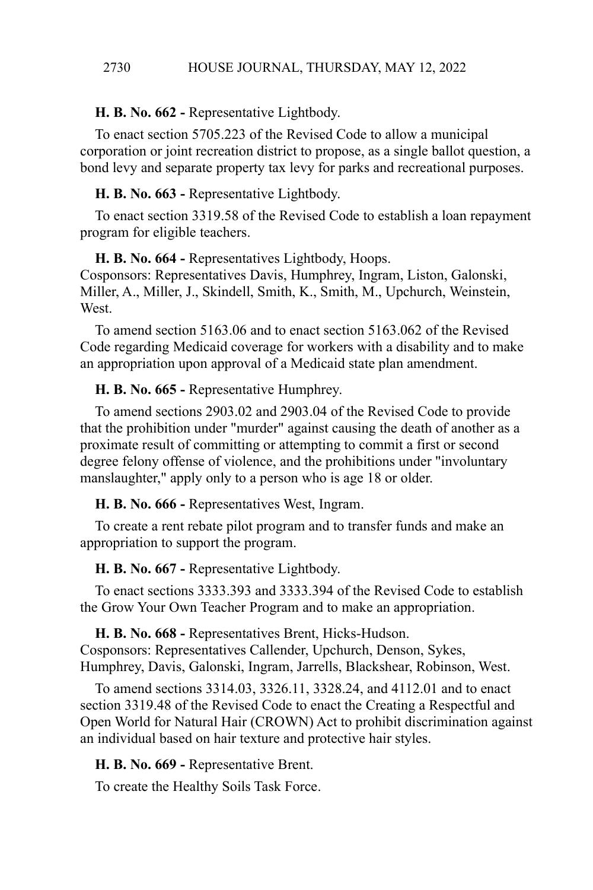**H. B. No. 662 -** Representative Lightbody.

To enact section 5705.223 of the Revised Code to allow a municipal corporation or joint recreation district to propose, as a single ballot question, a bond levy and separate property tax levy for parks and recreational purposes.

**H. B. No. 663 -** Representative Lightbody.

To enact section 3319.58 of the Revised Code to establish a loan repayment program for eligible teachers.

**H. B. No. 664 -** Representatives Lightbody, Hoops.
Cosponsors: Representatives Davis, Humphrey, Ingram, Liston, Galonski, Miller, A., Miller, J., Skindell, Smith, K., Smith, M., Upchurch, Weinstein, West.

To amend section 5163.06 and to enact section 5163.062 of the Revised Code regarding Medicaid coverage for workers with a disability and to make an appropriation upon approval of a Medicaid state plan amendment.

**H. B. No. 665 -** Representative Humphrey.

To amend sections 2903.02 and 2903.04 of the Revised Code to provide that the prohibition under "murder" against causing the death of another as a proximate result of committing or attempting to commit a first or second degree felony offense of violence, and the prohibitions under "involuntary manslaughter," apply only to a person who is age 18 or older.

**H. B. No. 666 -** Representatives West, Ingram.

To create a rent rebate pilot program and to transfer funds and make an appropriation to support the program.

**H. B. No. 667 -** Representative Lightbody.

To enact sections 3333.393 and 3333.394 of the Revised Code to establish the Grow Your Own Teacher Program and to make an appropriation.

**H. B. No. 668 -** Representatives Brent, Hicks-Hudson.
Cosponsors: Representatives Callender, Upchurch, Denson, Sykes, Humphrey, Davis, Galonski, Ingram, Jarrells, Blackshear, Robinson, West.

To amend sections 3314.03, 3326.11, 3328.24, and 4112.01 and to enact section 3319.48 of the Revised Code to enact the Creating a Respectful and Open World for Natural Hair (CROWN) Act to prohibit discrimination against an individual based on hair texture and protective hair styles.

**H. B. No. 669 -** Representative Brent.

To create the Healthy Soils Task Force.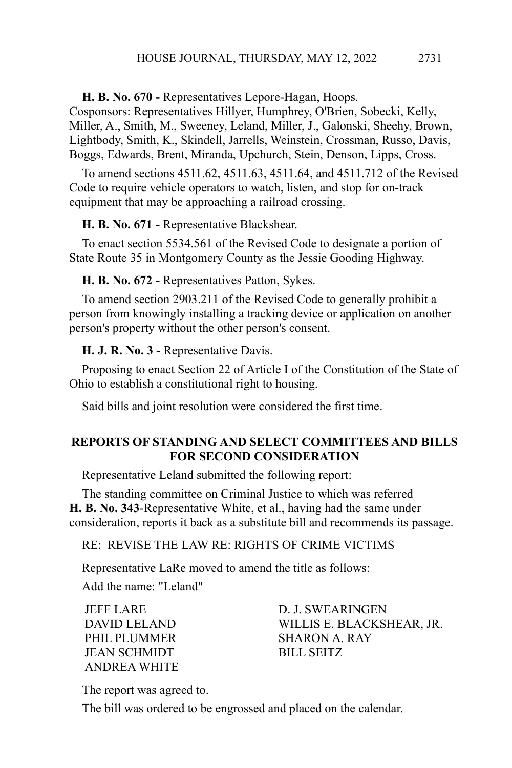**H. B. No. 670 -** Representatives Lepore-Hagan, Hoops.
Cosponsors: Representatives Hillyer, Humphrey, O'Brien, Sobecki, Kelly, Miller, A., Smith, M., Sweeney, Leland, Miller, J., Galonski, Sheehy, Brown, Lightbody, Smith, K., Skindell, Jarrells, Weinstein, Crossman, Russo, Davis, Boggs, Edwards, Brent, Miranda, Upchurch, Stein, Denson, Lipps, Cross.

To amend sections 4511.62, 4511.63, 4511.64, and 4511.712 of the Revised Code to require vehicle operators to watch, listen, and stop for on-track equipment that may be approaching a railroad crossing.

**H. B. No. 671 -** Representative Blackshear.

To enact section 5534.561 of the Revised Code to designate a portion of State Route 35 in Montgomery County as the Jessie Gooding Highway.

**H. B. No. 672 -** Representatives Patton, Sykes.

To amend section 2903.211 of the Revised Code to generally prohibit a person from knowingly installing a tracking device or application on another person's property without the other person's consent.

**H. J. R. No. 3 -** Representative Davis.

Proposing to enact Section 22 of Article I of the Constitution of the State of Ohio to establish a constitutional right to housing.

Said bills and joint resolution were considered the first time.

## REPORTS OF STANDING AND SELECT COMMITTEES AND BILLS FOR SECOND CONSIDERATION

Representative Leland submitted the following report:

The standing committee on Criminal Justice to which was referred **H. B. No. 343**-Representative White, et al., having had the same under consideration, reports it back as a substitute bill and recommends its passage.

RE: REVISE THE LAW RE: RIGHTS OF CRIME VICTIMS

Representative LaRe moved to amend the title as follows:

Add the name: "Leland"

JEFF LARE
D. J. SWEARINGEN
DAVID LELAND
WILLIS E. BLACKSHEAR, JR.
PHIL PLUMMER
SHARON A. RAY
JEAN SCHMIDT
BILL SEITZ
ANDREA WHITE

The report was agreed to.

The bill was ordered to be engrossed and placed on the calendar.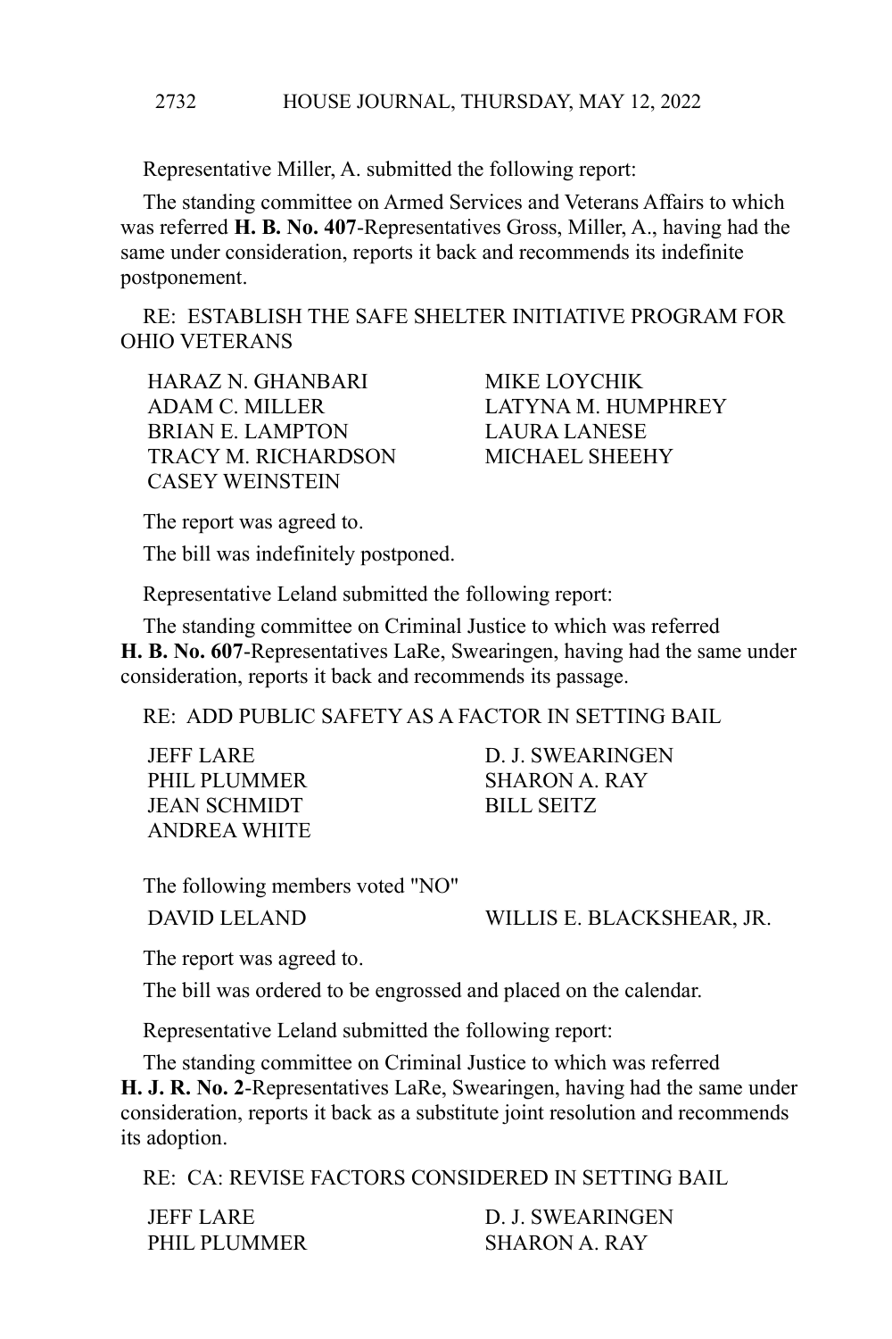Representative Miller, A. submitted the following report:

The standing committee on Armed Services and Veterans Affairs to which was referred **H. B. No. 407**-Representatives Gross, Miller, A., having had the same under consideration, reports it back and recommends its indefinite postponement.

RE: ESTABLISH THE SAFE SHELTER INITIATIVE PROGRAM FOR OHIO VETERANS

| | |
|---|---|
| HARAZ N. GHANBARI | MIKE LOYCHIK |
| ADAM C. MILLER | LATYNA M. HUMPHREY |
| BRIAN E. LAMPTON | LAURA LANESE |
| TRACY M. RICHARDSON | MICHAEL SHEEHY |
| CASEY WEINSTEIN | |

The report was agreed to.

The bill was indefinitely postponed.

Representative Leland submitted the following report:

The standing committee on Criminal Justice to which was referred **H. B. No. 607**-Representatives LaRe, Swearingen, having had the same under consideration, reports it back and recommends its passage.

RE: ADD PUBLIC SAFETY AS A FACTOR IN SETTING BAIL

| | |
|---|---|
| JEFF LARE | D. J. SWEARINGEN |
| PHIL PLUMMER | SHARON A. RAY |
| JEAN SCHMIDT | BILL SEITZ |
| ANDREA WHITE | |

The following members voted "NO"

| | |
|---|---|
| DAVID LELAND | WILLIS E. BLACKSHEAR, JR. |

The report was agreed to.

The bill was ordered to be engrossed and placed on the calendar.

Representative Leland submitted the following report:

The standing committee on Criminal Justice to which was referred **H. J. R. No. 2**-Representatives LaRe, Swearingen, having had the same under consideration, reports it back as a substitute joint resolution and recommends its adoption.

RE: CA: REVISE FACTORS CONSIDERED IN SETTING BAIL

| | |
|---|---|
| JEFF LARE | D. J. SWEARINGEN |
| PHIL PLUMMER | SHARON A. RAY |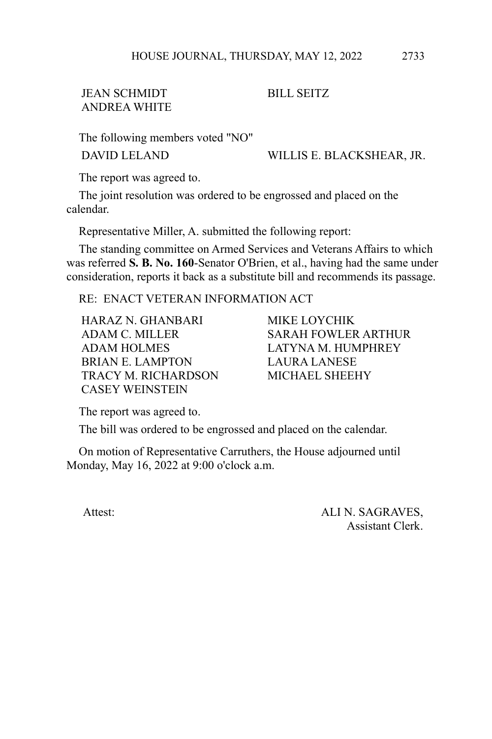JEAN SCHMIDT
BILL SEITZ
ANDREA WHITE

The following members voted "NO"

DAVID LELAND
WILLIS E. BLACKSHEAR, JR.

The report was agreed to.

The joint resolution was ordered to be engrossed and placed on the calendar.

Representative Miller, A. submitted the following report:

The standing committee on Armed Services and Veterans Affairs to which was referred **S. B. No. 160**-Senator O'Brien, et al., having had the same under consideration, reports it back as a substitute bill and recommends its passage.

RE: ENACT VETERAN INFORMATION ACT

HARAZ N. GHANBARI
MIKE LOYCHIK
ADAM C. MILLER
SARAH FOWLER ARTHUR
ADAM HOLMES
LATYNA M. HUMPHREY
BRIAN E. LAMPTON
LAURA LANESE
TRACY M. RICHARDSON
MICHAEL SHEEHY
CASEY WEINSTEIN

The report was agreed to.

The bill was ordered to be engrossed and placed on the calendar.

On motion of Representative Carruthers, the House adjourned until Monday, May 16, 2022 at 9:00 o'clock a.m.

Attest:

ALI N. SAGRAVES,
Assistant Clerk.